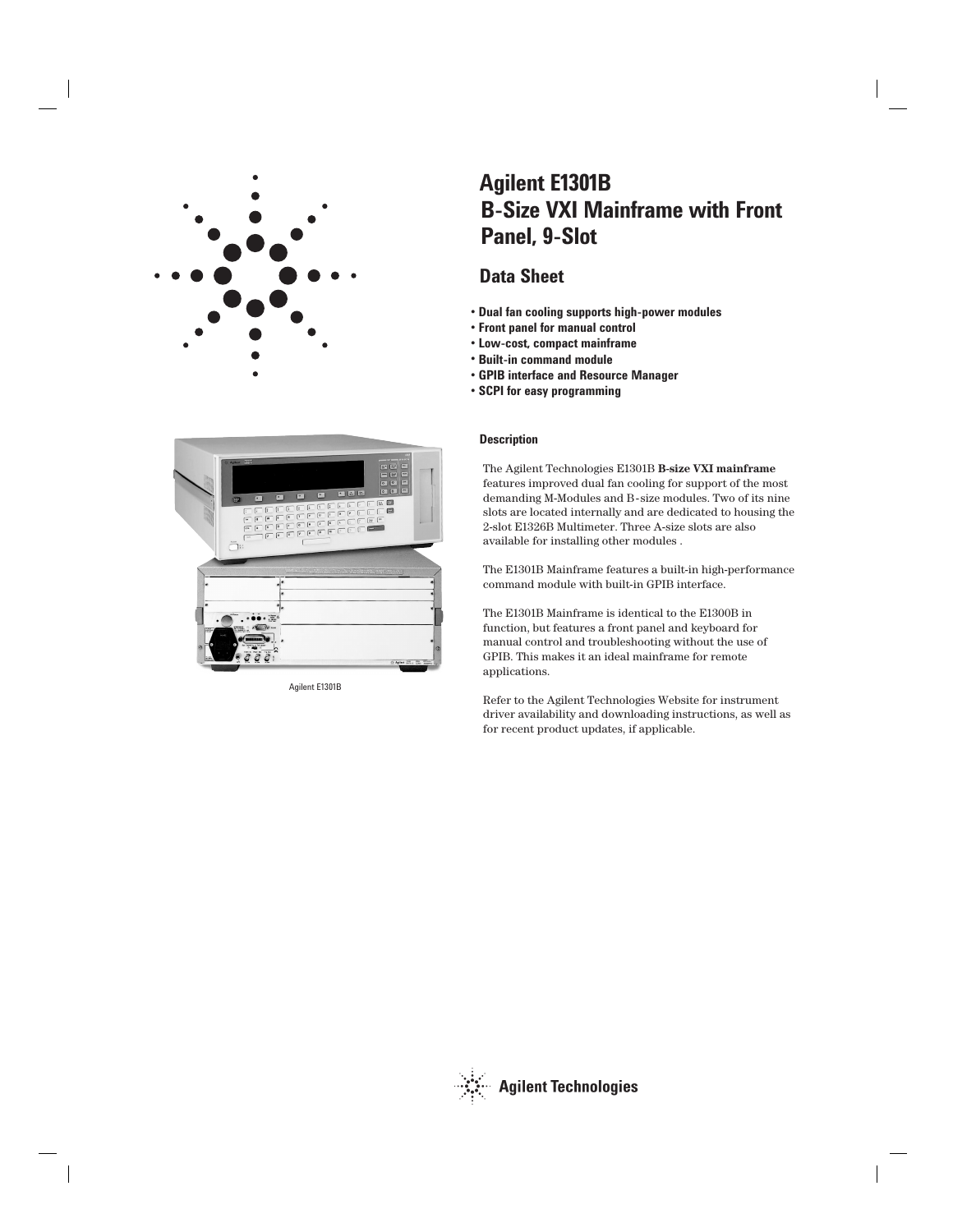# Agilent E1301B
## B-Size VXI Mainframe with Front Panel, 9-Slot

## Data Sheet

- Dual fan cooling supports high-power modules
- Front panel for manual control
- Low-cost, compact mainframe
- Built-in command module
- GPIB interface and Resource Manager
- SCPI for easy programming

Agilent E1301B

### Description

The Agilent Technologies E1301B **B-size VXI mainframe** features improved dual fan cooling for support of the most demanding M-Modules and B-size modules. Two of its nine slots are located internally and are dedicated to housing the 2-slot E1326B Multimeter. Three A-size slots are also available for installing other modules .

The E1301B Mainframe features a built-in high-performance command module with built-in GPIB interface.

The E1301B Mainframe is identical to the E1300B in function, but features a front panel and keyboard for manual control and troubleshooting without the use of GPIB. This makes it an ideal mainframe for remote applications.

Refer to the Agilent Technologies Website for instrument driver availability and downloading instructions, as well as for recent product updates, if applicable.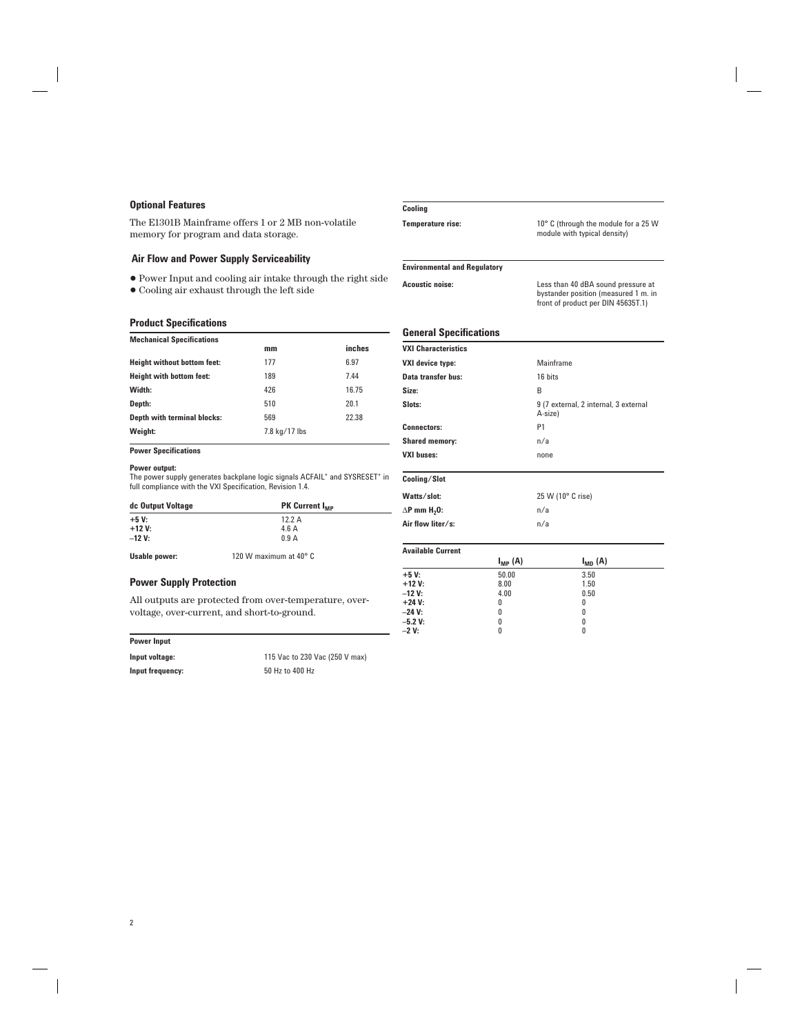## Optional Features

The E1301B Mainframe offers 1 or 2 MB non-volatile memory for program and data storage.

## Air Flow and Power Supply Serviceability

- Power Input and cooling air intake through the right side
- Cooling air exhaust through the left side

## Product Specifications

| Mechanical Specifications | mm | inches |
|---|---|---|
| **Height without bottom feet:** | 177 | 6.97 |
| **Height with bottom feet:** | 189 | 7.44 |
| **Width:** | 426 | 16.75 |
| **Depth:** | 510 | 20.1 |
| **Depth with terminal blocks:** | 569 | 22.38 |
| **Weight:** | 7.8 kg/17 lbs | |

**Power Specifications**

**Power output:**
The power supply generates backplane logic signals ACFAIL* and SYSRESET* in full compliance with the VXI Specification, Revision 1.4.

| dc Output Voltage | PK Current $I_{MP}$ |
|---|---|
| **+5 V:** | 12.2 A |
| **+12 V:** | 4.6 A |
| **–12 V:** | 0.9 A |

**Usable power:** 120 W maximum at 40° C

## Power Supply Protection

All outputs are protected from over-temperature, over-voltage, over-current, and short-to-ground.

| Power Input | |
|---|---|
| **Input voltage:** | 115 Vac to 230 Vac (250 V max) |
| **Input frequency:** | 50 Hz to 400 Hz |

| Cooling | |
|---|---|
| **Temperature rise:** | 10° C (through the module for a 25 W module with typical density) |

| Environmental and Regulatory | |
|---|---|
| **Acoustic noise:** | Less than 40 dBA sound pressure at bystander position (measured 1 m. in front of product per DIN 45635T.1) |

## General Specifications

| VXI Characteristics | |
|---|---|
| **VXI device type:** | Mainframe |
| **Data transfer bus:** | 16 bits |
| **Size:** | B |
| **Slots:** | 9 (7 external, 2 internal, 3 external A-size) |
| **Connectors:** | P1 |
| **Shared memory:** | n/a |
| **VXI buses:** | none |

| Cooling/Slot | |
|---|---|
| **Watts/slot:** | 25 W (10° C rise) |
| **ΔP mm $H_2O$:** | n/a |
| **Air flow liter/s:** | n/a |

| Available Current | $I_{MP}$ (A) | $I_{MD}$ (A) |
|---|---|---|
| **+5 V:** | 50.00 | 3.50 |
| **+12 V:** | 8.00 | 1.50 |
| **–12 V:** | 4.00 | 0.50 |
| **+24 V:** | 0 | 0 |
| **–24 V:** | 0 | 0 |
| **–5.2 V:** | 0 | 0 |
| **–2 V:** | 0 | 0 |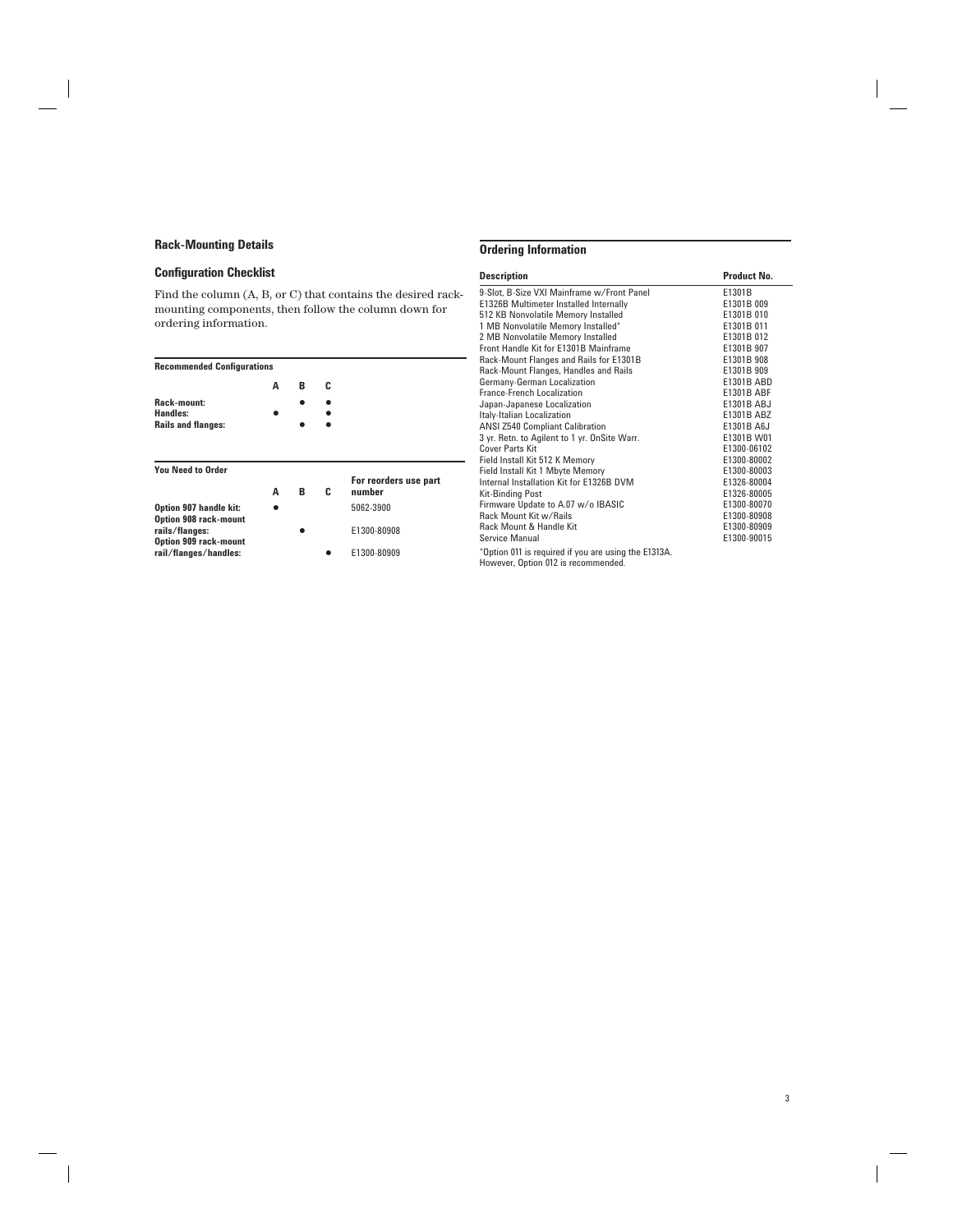## Rack-Mounting Details

### Configuration Checklist

Find the column (A, B, or C) that contains the desired rack-mounting components, then follow the column down for ordering information.

**Recommended Configurations**

| | A | B | C |
|---|---|---|---|
| **Rack-mount:** | | ● | ● |
| **Handles:** | ● | | ● |
| **Rails and flanges:** | | ● | ● |

**You Need to Order**

| | A | B | C | For reorders use part number |
|---|---|---|---|---|
| **Option 907 handle kit:** | ● | | | 5062-3900 |
| **Option 908 rack-mount rails/flanges:** | | ● | | E1300-80908 |
| **Option 909 rack-mount rail/flanges/handles:** | | | ● | E1300-80909 |

## Ordering Information

| Description | Product No. |
|---|---|
| 9-Slot, B-Size VXI Mainframe w/Front Panel | E1301B |
| E1326B Multimeter Installed Internally | E1301B 009 |
| 512 KB Nonvolatile Memory Installed | E1301B 010 |
| 1 MB Nonvolatile Memory Installed* | E1301B 011 |
| 2 MB Nonvolatile Memory Installed | E1301B 012 |
| Front Handle Kit for E1301B Mainframe | E1301B 907 |
| Rack-Mount Flanges and Rails for E1301B | E1301B 908 |
| Rack-Mount Flanges, Handles and Rails | E1301B 909 |
| Germany-German Localization | E1301B ABD |
| France-French Localization | E1301B ABF |
| Japan-Japanese Localization | E1301B ABJ |
| Italy-Italian Localization | E1301B ABZ |
| ANSI Z540 Compliant Calibration | E1301B A6J |
| 3 yr. Retn. to Agilent to 1 yr. OnSite Warr. | E1301B W01 |
| Cover Parts Kit | E1300-06102 |
| Field Install Kit 512 K Memory | E1300-80002 |
| Field Install Kit 1 Mbyte Memory | E1300-80003 |
| Internal Installation Kit for E1326B DVM | E1326-80004 |
| Kit-Binding Post | E1326-80005 |
| Firmware Update to A.07 w/o IBASIC | E1300-80070 |
| Rack Mount Kit w/Rails | E1300-80908 |
| Rack Mount & Handle Kit | E1300-80909 |
| Service Manual | E1300-90015 |

*Option 011 is required if you are using the E1313A. However, Option 012 is recommended.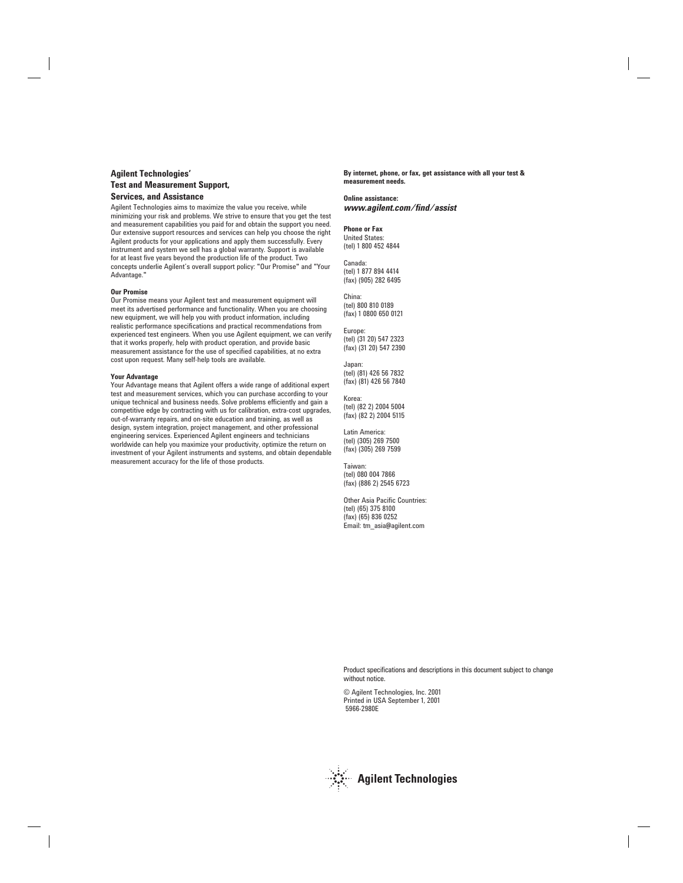## Agilent Technologies' Test and Measurement Support, Services, and Assistance

Agilent Technologies aims to maximize the value you receive, while minimizing your risk and problems. We strive to ensure that you get the test and measurement capabilities you paid for and obtain the support you need. Our extensive support resources and services can help you choose the right Agilent products for your applications and apply them successfully. Every instrument and system we sell has a global warranty. Support is available for at least five years beyond the production life of the product. Two concepts underlie Agilent's overall support policy: "Our Promise" and "Your Advantage."

**Our Promise**

Our Promise means your Agilent test and measurement equipment will meet its advertised performance and functionality. When you are choosing new equipment, we will help you with product information, including realistic performance specifications and practical recommendations from experienced test engineers. When you use Agilent equipment, we can verify that it works properly, help with product operation, and provide basic measurement assistance for the use of specified capabilities, at no extra cost upon request. Many self-help tools are available.

**Your Advantage**

Your Advantage means that Agilent offers a wide range of additional expert test and measurement services, which you can purchase according to your unique technical and business needs. Solve problems efficiently and gain a competitive edge by contracting with us for calibration, extra-cost upgrades, out-of-warranty repairs, and on-site education and training, as well as design, system integration, project management, and other professional engineering services. Experienced Agilent engineers and technicians worldwide can help you maximize your productivity, optimize the return on investment of your Agilent instruments and systems, and obtain dependable measurement accuracy for the life of those products.

**By internet, phone, or fax, get assistance with all your test & measurement needs.**

**Online assistance:**
***www.agilent.com/find/assist***

**Phone or Fax**

United States:
(tel) 1 800 452 4844

Canada:
(tel) 1 877 894 4414
(fax) (905) 282 6495

China:
(tel) 800 810 0189
(fax) 1 0800 650 0121

Europe:
(tel) (31 20) 547 2323
(fax) (31 20) 547 2390

Japan:
(tel) (81) 426 56 7832
(fax) (81) 426 56 7840

Korea:
(tel) (82 2) 2004 5004
(fax) (82 2) 2004 5115

Latin America:
(tel) (305) 269 7500
(fax) (305) 269 7599

Taiwan:
(tel) 080 004 7866
(fax) (886 2) 2545 6723

Other Asia Pacific Countries:
(tel) (65) 375 8100
(fax) (65) 836 0252
Email: tm_asia@agilent.com

Product specifications and descriptions in this document subject to change without notice.

© Agilent Technologies, Inc. 2001
Printed in USA September 1, 2001
5966-2980E

**Agilent Technologies**